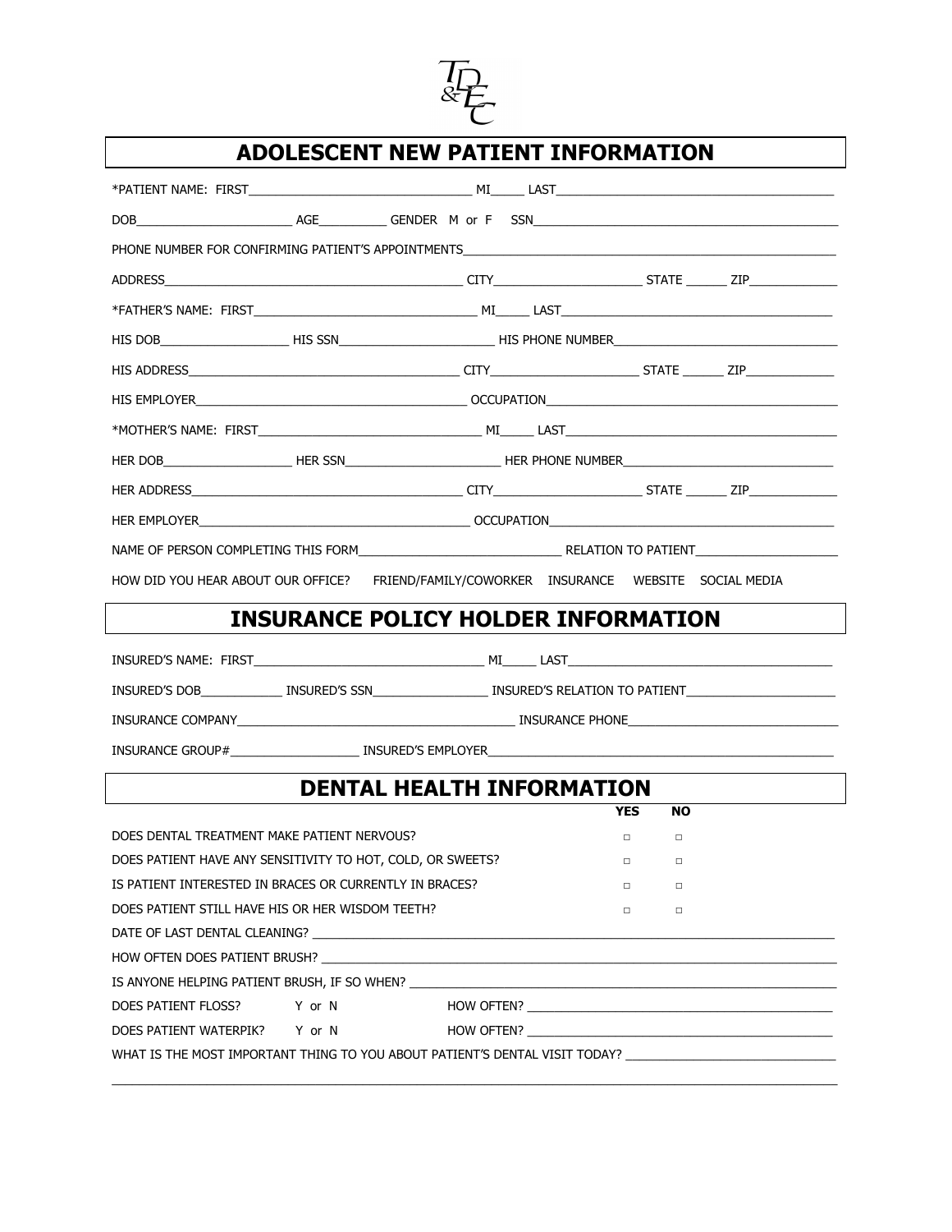TD&EC

# ADOLESCENT NEW PATIENT INFORMATION

*PATIENT NAME: FIRST________________________________ MI_____ LAST________________________________________

DOB______________________ AGE__________ GENDER M or F SSN____________________________________________

PHONE NUMBER FOR CONFIRMING PATIENT'S APPOINTMENTS________________________________________________________

ADDRESS____________________________________________ CITY______________________ STATE ______ ZIP_____________

*FATHER'S NAME: FIRST________________________________ MI_____ LAST________________________________________

HIS DOB___________________ HIS SSN_______________________ HIS PHONE NUMBER_________________________________

HIS ADDRESS________________________________________ CITY______________________ STATE ______ ZIP_____________

HIS EMPLOYER________________________________________ OCCUPATION__________________________________________

*MOTHER'S NAME: FIRST________________________________ MI_____ LAST________________________________________

HER DOB___________________ HER SSN_______________________ HER PHONE NUMBER______________________________

HER ADDRESS________________________________________ CITY______________________ STATE ______ ZIP_____________

HER EMPLOYER________________________________________ OCCUPATION__________________________________________

NAME OF PERSON COMPLETING THIS FORM______________________________ RELATION TO PATIENT_____________________

HOW DID YOU HEAR ABOUT OUR OFFICE? FRIEND/FAMILY/COWORKER INSURANCE WEBSITE SOCIAL MEDIA

# INSURANCE POLICY HOLDER INFORMATION

INSURED'S NAME: FIRST________________________________ MI_____ LAST______________________________________

INSURED'S DOB____________ INSURED'S SSN_________________ INSURED'S RELATION TO PATIENT______________________

INSURANCE COMPANY________________________________________ INSURANCE PHONE_______________________________

INSURANCE GROUP#___________________ INSURED'S EMPLOYER__________________________________________________

# DENTAL HEALTH INFORMATION

| | YES | NO |
|---|---|---|
| DOES DENTAL TREATMENT MAKE PATIENT NERVOUS? | □ | □ |
| DOES PATIENT HAVE ANY SENSITIVITY TO HOT, COLD, OR SWEETS? | □ | □ |
| IS PATIENT INTERESTED IN BRACES OR CURRENTLY IN BRACES? | □ | □ |
| DOES PATIENT STILL HAVE HIS OR HER WISDOM TEETH? | □ | □ |

DATE OF LAST DENTAL CLEANING? ______________________________________________________________________________

HOW OFTEN DOES PATIENT BRUSH? ______________________________________________________________________________

IS ANYONE HELPING PATIENT BRUSH, IF SO WHEN? ________________________________________________________________

DOES PATIENT FLOSS? Y or N HOW OFTEN? _____________________________________________

DOES PATIENT WATERPIK? Y or N HOW OFTEN? _____________________________________________

WHAT IS THE MOST IMPORTANT THING TO YOU ABOUT PATIENT'S DENTAL VISIT TODAY? ______________________________

____________________________________________________________________________________________________________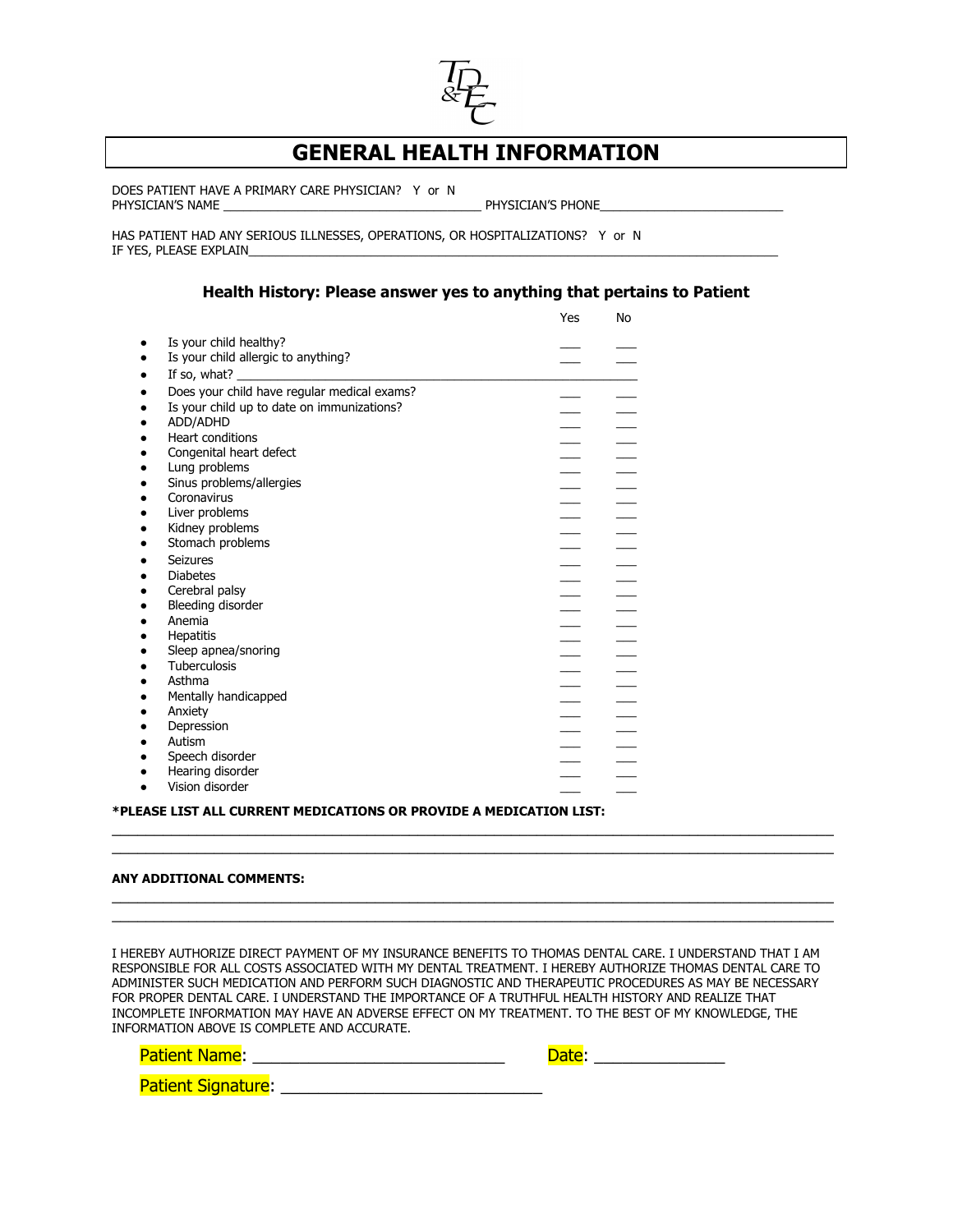# GENERAL HEALTH INFORMATION

DOES PATIENT HAVE A PRIMARY CARE PHYSICIAN? Y or N
PHYSICIAN'S NAME ______________________________________ PHYSICIAN'S PHONE___________________________

HAS PATIENT HAD ANY SERIOUS ILLNESSES, OPERATIONS, OR HOSPITALIZATIONS? Y or N
IF YES, PLEASE EXPLAIN_______________________________________________________________________________

### Health History: Please answer yes to anything that pertains to Patient

| | Yes | No |
|---|---|---|
| • Is your child healthy? | ___ | ___ |
| • Is your child allergic to anything? | ___ | ___ |
| • If so, what? ______________________________________________ | | |
| • Does your child have regular medical exams? | ___ | ___ |
| • Is your child up to date on immunizations? | ___ | ___ |
| • ADD/ADHD | ___ | ___ |
| • Heart conditions | ___ | ___ |
| • Congenital heart defect | ___ | ___ |
| • Lung problems | ___ | ___ |
| • Sinus problems/allergies | ___ | ___ |
| • Coronavirus | ___ | ___ |
| • Liver problems | ___ | ___ |
| • Kidney problems | ___ | ___ |
| • Stomach problems | ___ | ___ |
| • Seizures | ___ | ___ |
| • Diabetes | ___ | ___ |
| • Cerebral palsy | ___ | ___ |
| • Bleeding disorder | ___ | ___ |
| • Anemia | ___ | ___ |
| • Hepatitis | ___ | ___ |
| • Sleep apnea/snoring | ___ | ___ |
| • Tuberculosis | ___ | ___ |
| • Asthma | ___ | ___ |
| • Mentally handicapped | ___ | ___ |
| • Anxiety | ___ | ___ |
| • Depression | ___ | ___ |
| • Autism | ___ | ___ |
| • Speech disorder | ___ | ___ |
| • Hearing disorder | ___ | ___ |
| • Vision disorder | ___ | ___ |

**\*PLEASE LIST ALL CURRENT MEDICATIONS OR PROVIDE A MEDICATION LIST:**

_____________________________________________________________________________________________

_____________________________________________________________________________________________

**ANY ADDITIONAL COMMENTS:**

_____________________________________________________________________________________________

_____________________________________________________________________________________________

I HEREBY AUTHORIZE DIRECT PAYMENT OF MY INSURANCE BENEFITS TO THOMAS DENTAL CARE. I UNDERSTAND THAT I AM RESPONSIBLE FOR ALL COSTS ASSOCIATED WITH MY DENTAL TREATMENT. I HEREBY AUTHORIZE THOMAS DENTAL CARE TO ADMINISTER SUCH MEDICATION AND PERFORM SUCH DIAGNOSTIC AND THERAPEUTIC PROCEDURES AS MAY BE NECESSARY FOR PROPER DENTAL CARE. I UNDERSTAND THE IMPORTANCE OF A TRUTHFUL HEALTH HISTORY AND REALIZE THAT INCOMPLETE INFORMATION MAY HAVE AN ADVERSE EFFECT ON MY TREATMENT. TO THE BEST OF MY KNOWLEDGE, THE INFORMATION ABOVE IS COMPLETE AND ACCURATE.

Patient Name: ____________________________ Date: ______________

Patient Signature: ____________________________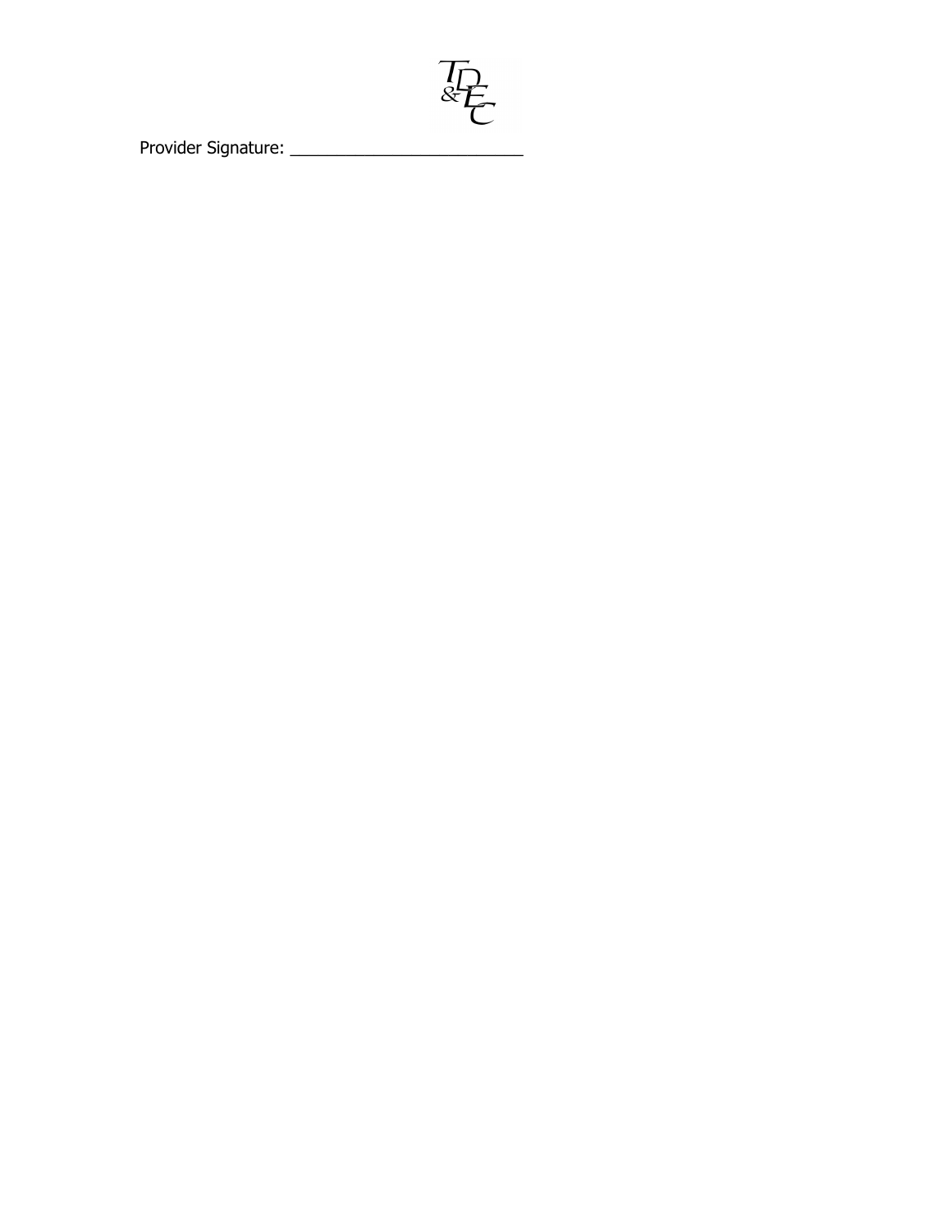Provider Signature: \_\_\_\_\_\_\_\_\_\_\_\_\_\_\_\_\_\_\_\_\_\_\_\_\_

Provider Signature: _________________________